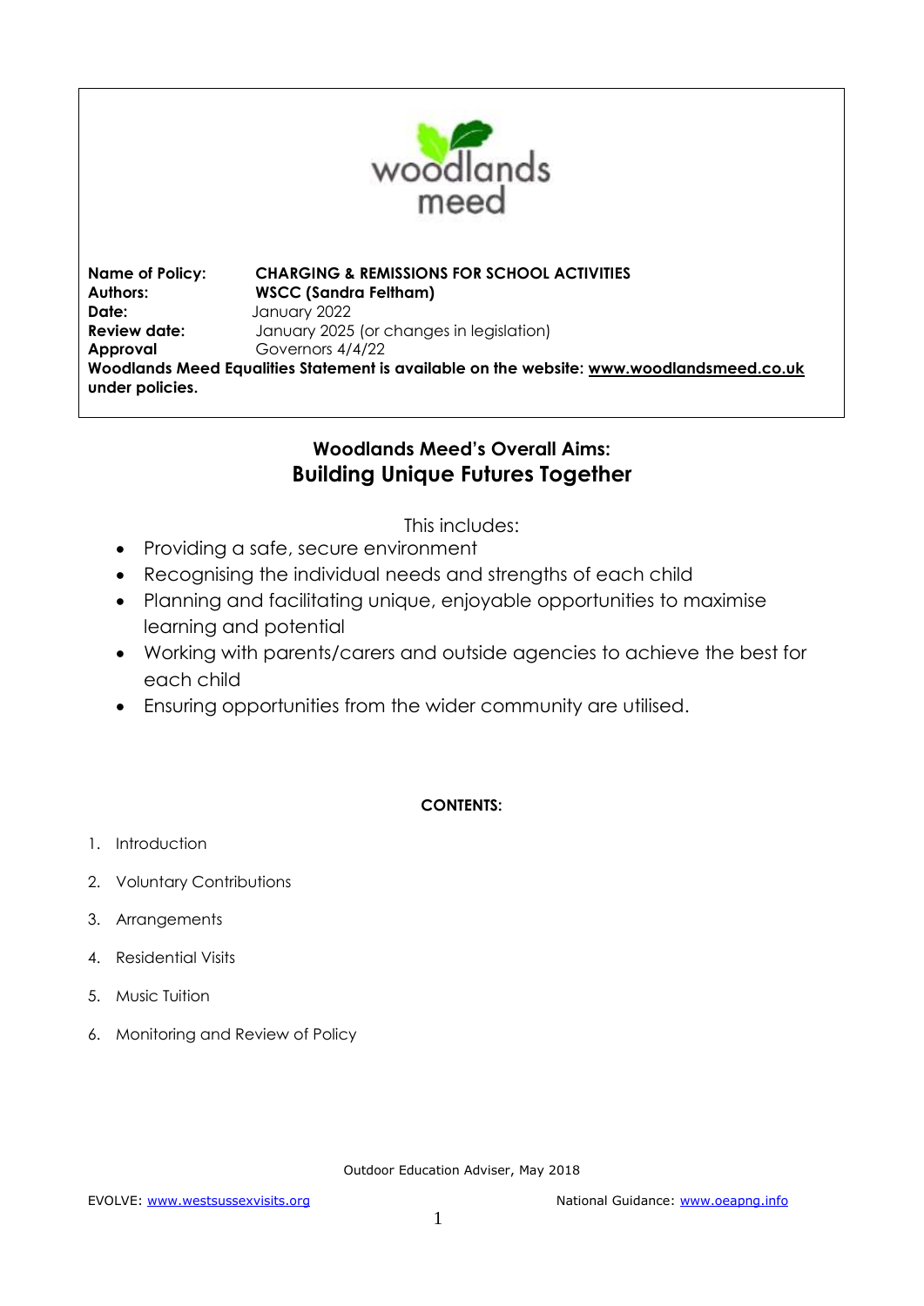**Name of Policy:** **CHARGING & REMISSIONS FOR SCHOOL ACTIVITIES**
**Authors:** **WSCC (Sandra Feltham)**
**Date:** January 2022
**Review date:** January 2025 (or changes in legislation)
**Approval** Governors 4/4/22
**Woodlands Meed Equalities Statement is available on the website: www.woodlandsmeed.co.uk under policies.**

## Woodlands Meed's Overall Aims:
## Building Unique Futures Together

This includes:

- Providing a safe, secure environment
- Recognising the individual needs and strengths of each child
- Planning and facilitating unique, enjoyable opportunities to maximise learning and potential
- Working with parents/carers and outside agencies to achieve the best for each child
- Ensuring opportunities from the wider community are utilised.

**CONTENTS:**

1. Introduction
2. Voluntary Contributions
3. Arrangements
4. Residential Visits
5. Music Tuition
6. Monitoring and Review of Policy

Outdoor Education Adviser, May 2018

EVOLVE: www.westsussexvisits.org National Guidance: www.oeapng.info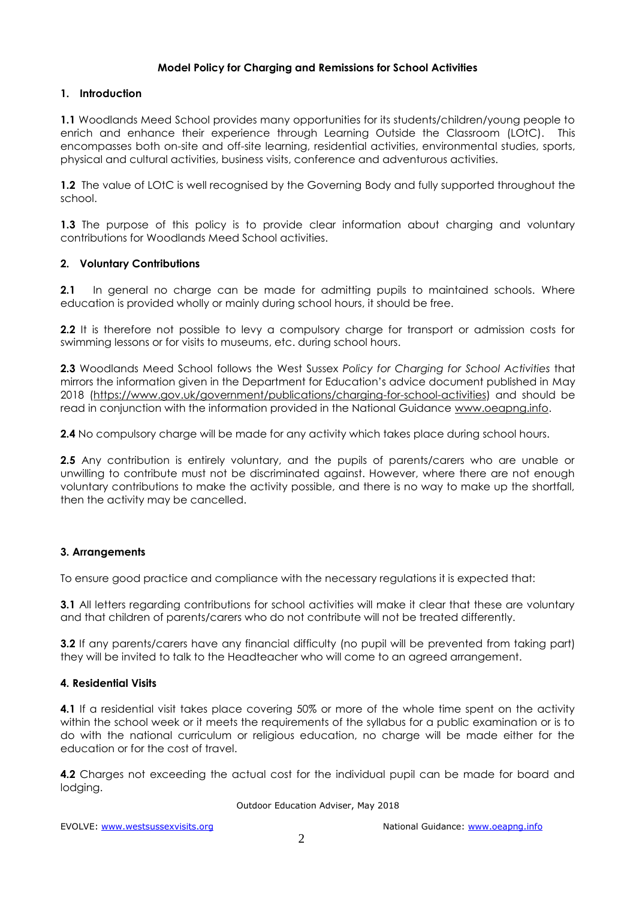**Model Policy for Charging and Remissions for School Activities**

## 1. Introduction

**1.1** Woodlands Meed School provides many opportunities for its students/children/young people to enrich and enhance their experience through Learning Outside the Classroom (LOtC). This encompasses both on-site and off-site learning, residential activities, environmental studies, sports, physical and cultural activities, business visits, conference and adventurous activities.

**1.2** The value of LOtC is well recognised by the Governing Body and fully supported throughout the school.

**1.3** The purpose of this policy is to provide clear information about charging and voluntary contributions for Woodlands Meed School activities.

## 2. Voluntary Contributions

**2.1** In general no charge can be made for admitting pupils to maintained schools. Where education is provided wholly or mainly during school hours, it should be free.

**2.2** It is therefore not possible to levy a compulsory charge for transport or admission costs for swimming lessons or for visits to museums, etc. during school hours.

**2.3** Woodlands Meed School follows the West Sussex *Policy for Charging for School Activities* that mirrors the information given in the Department for Education's advice document published in May 2018 (https://www.gov.uk/government/publications/charging-for-school-activities) and should be read in conjunction with the information provided in the National Guidance www.oeapng.info.

**2.4** No compulsory charge will be made for any activity which takes place during school hours.

**2.5** Any contribution is entirely voluntary, and the pupils of parents/carers who are unable or unwilling to contribute must not be discriminated against. However, where there are not enough voluntary contributions to make the activity possible, and there is no way to make up the shortfall, then the activity may be cancelled.

## 3. Arrangements

To ensure good practice and compliance with the necessary regulations it is expected that:

**3.1** All letters regarding contributions for school activities will make it clear that these are voluntary and that children of parents/carers who do not contribute will not be treated differently.

**3.2** If any parents/carers have any financial difficulty (no pupil will be prevented from taking part) they will be invited to talk to the Headteacher who will come to an agreed arrangement.

## 4. Residential Visits

**4.1** If a residential visit takes place covering 50% or more of the whole time spent on the activity within the school week or it meets the requirements of the syllabus for a public examination or is to do with the national curriculum or religious education, no charge will be made either for the education or for the cost of travel.

**4.2** Charges not exceeding the actual cost for the individual pupil can be made for board and lodging.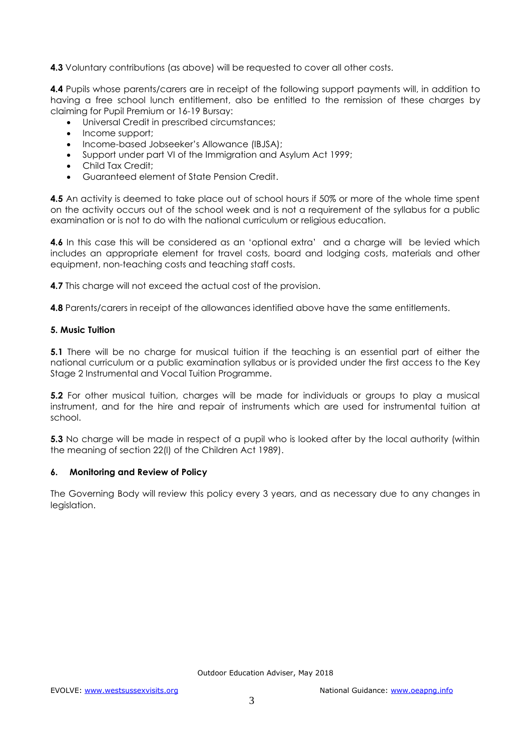**4.3** Voluntary contributions (as above) will be requested to cover all other costs.

**4.4** Pupils whose parents/carers are in receipt of the following support payments will, in addition to having a free school lunch entitlement, also be entitled to the remission of these charges by claiming for Pupil Premium or 16-19 Bursay:

- Universal Credit in prescribed circumstances;
- Income support;
- Income-based Jobseeker's Allowance (IBJSA);
- Support under part VI of the Immigration and Asylum Act 1999;
- Child Tax Credit;
- Guaranteed element of State Pension Credit.

**4.5** An activity is deemed to take place out of school hours if 50% or more of the whole time spent on the activity occurs out of the school week and is not a requirement of the syllabus for a public examination or is not to do with the national curriculum or religious education.

**4.6** In this case this will be considered as an 'optional extra' and a charge will be levied which includes an appropriate element for travel costs, board and lodging costs, materials and other equipment, non-teaching costs and teaching staff costs.

**4.7** This charge will not exceed the actual cost of the provision.

**4.8** Parents/carers in receipt of the allowances identified above have the same entitlements.

### 5. Music Tuition

**5.1** There will be no charge for musical tuition if the teaching is an essential part of either the national curriculum or a public examination syllabus or is provided under the first access to the Key Stage 2 Instrumental and Vocal Tuition Programme.

**5.2** For other musical tuition, charges will be made for individuals or groups to play a musical instrument, and for the hire and repair of instruments which are used for instrumental tuition at school.

**5.3** No charge will be made in respect of a pupil who is looked after by the local authority (within the meaning of section 22(l) of the Children Act 1989).

### 6. Monitoring and Review of Policy

The Governing Body will review this policy every 3 years, and as necessary due to any changes in legislation.

Outdoor Education Adviser, May 2018

EVOLVE: www.westsussexvisits.org National Guidance: www.oeapng.info